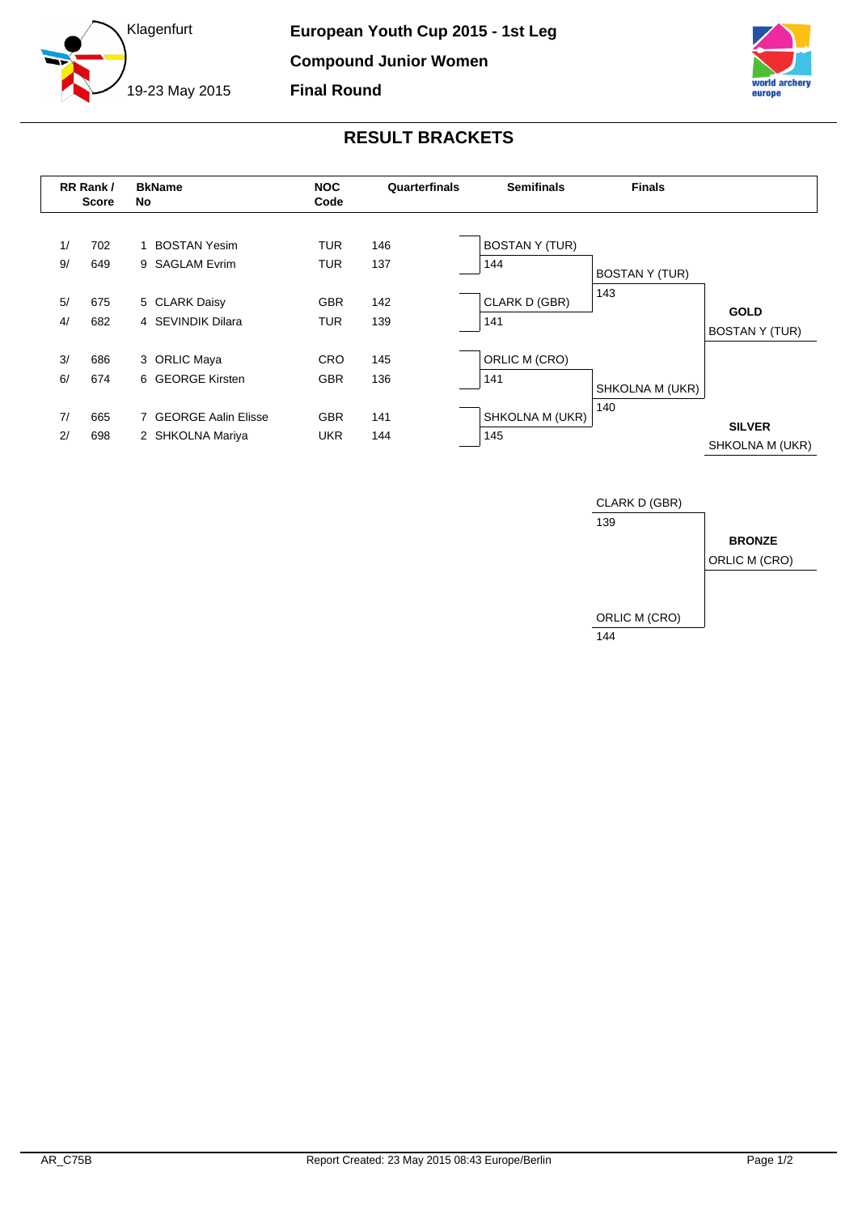Klagenfurt

19-23 May 2015

**European Youth Cup 2015 - 1st Leg**

**Compound Junior Women**

**Final Round**

## RESULT BRACKETS

| RR Rank / | Score | BkNo | Name | NOC Code | Quarterfinals | Semifinals | Finals |
|---|---|---|---|---|---|---|---|
| 1/ | 702 | 1 | BOSTAN Yesim | TUR | 146 | BOSTAN Y (TUR) | |
| 9/ | 649 | 9 | SAGLAM Evrim | TUR | 137 | 144 | BOSTAN Y (TUR) |
| 5/ | 675 | 5 | CLARK Daisy | GBR | 142 | CLARK D (GBR) | 143 |
| 4/ | 682 | 4 | SEVINDIK Dilara | TUR | 139 | 141 | |
| 3/ | 686 | 3 | ORLIC Maya | CRO | 145 | ORLIC M (CRO) | |
| 6/ | 674 | 6 | GEORGE Kirsten | GBR | 136 | 141 | SHKOLNA M (UKR) |
| 7/ | 665 | 7 | GEORGE Aalin Elisse | GBR | 141 | SHKOLNA M (UKR) | 140 |
| 2/ | 698 | 2 | SHKOLNA Mariya | UKR | 144 | 145 | |

**GOLD**
BOSTAN Y (TUR)

**SILVER**
SHKOLNA M (UKR)

### Bronze Match

| Athlete | Score |
|---|---|
| CLARK D (GBR) | 139 |
| ORLIC M (CRO) | 144 |

**BRONZE**
ORLIC M (CRO)

AR_C75B

Report Created: 23 May 2015 08:43 Europe/Berlin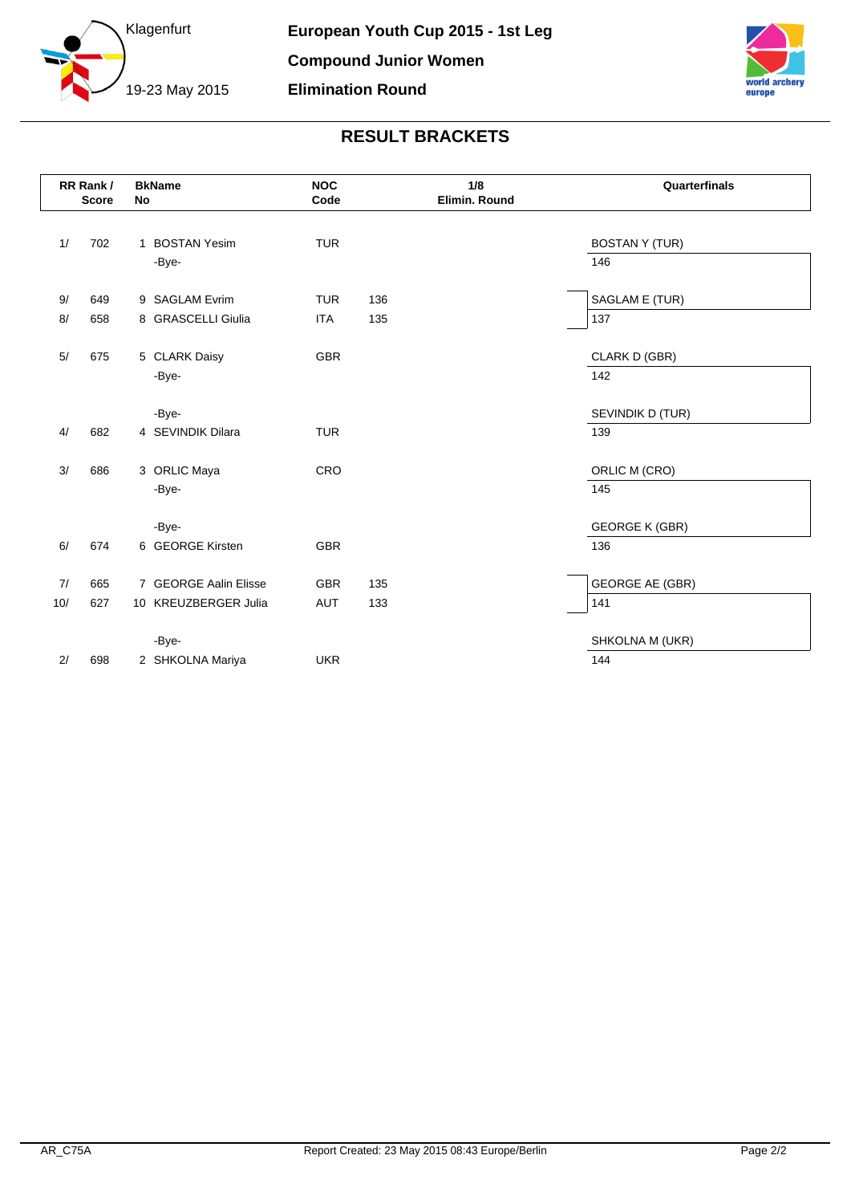European Youth Cup 2015 - 1st Leg

Compound Junior Women

Elimination Round

Klagenfurt

19-23 May 2015

## RESULT BRACKETS

| RR Rank / | Score | BkNo | Name | NOC Code | 1/8 Elimin. Round | Quarterfinals |
|---|---|---|---|---|---|---|
| 1/ | 702 | 1 | BOSTAN Yesim | TUR | | BOSTAN Y (TUR) |
| | | | -Bye- | | | 146 |
| 9/ | 649 | 9 | SAGLAM Evrim | TUR | 136 | SAGLAM E (TUR) |
| 8/ | 658 | 8 | GRASCELLI Giulia | ITA | 135 | 137 |
| 5/ | 675 | 5 | CLARK Daisy | GBR | | CLARK D (GBR) |
| | | | -Bye- | | | 142 |
| | | | -Bye- | | | SEVINDIK D (TUR) |
| 4/ | 682 | 4 | SEVINDIK Dilara | TUR | | 139 |
| 3/ | 686 | 3 | ORLIC Maya | CRO | | ORLIC M (CRO) |
| | | | -Bye- | | | 145 |
| | | | -Bye- | | | GEORGE K (GBR) |
| 6/ | 674 | 6 | GEORGE Kirsten | GBR | | 136 |
| 7/ | 665 | 7 | GEORGE Aalin Elisse | GBR | 135 | GEORGE AE (GBR) |
| 10/ | 627 | 10 | KREUZBERGER Julia | AUT | 133 | 141 |
| | | | -Bye- | | | SHKOLNA M (UKR) |
| 2/ | 698 | 2 | SHKOLNA Mariya | UKR | | 144 |

AR_C75A

Report Created: 23 May 2015 08:43 Europe/Berlin